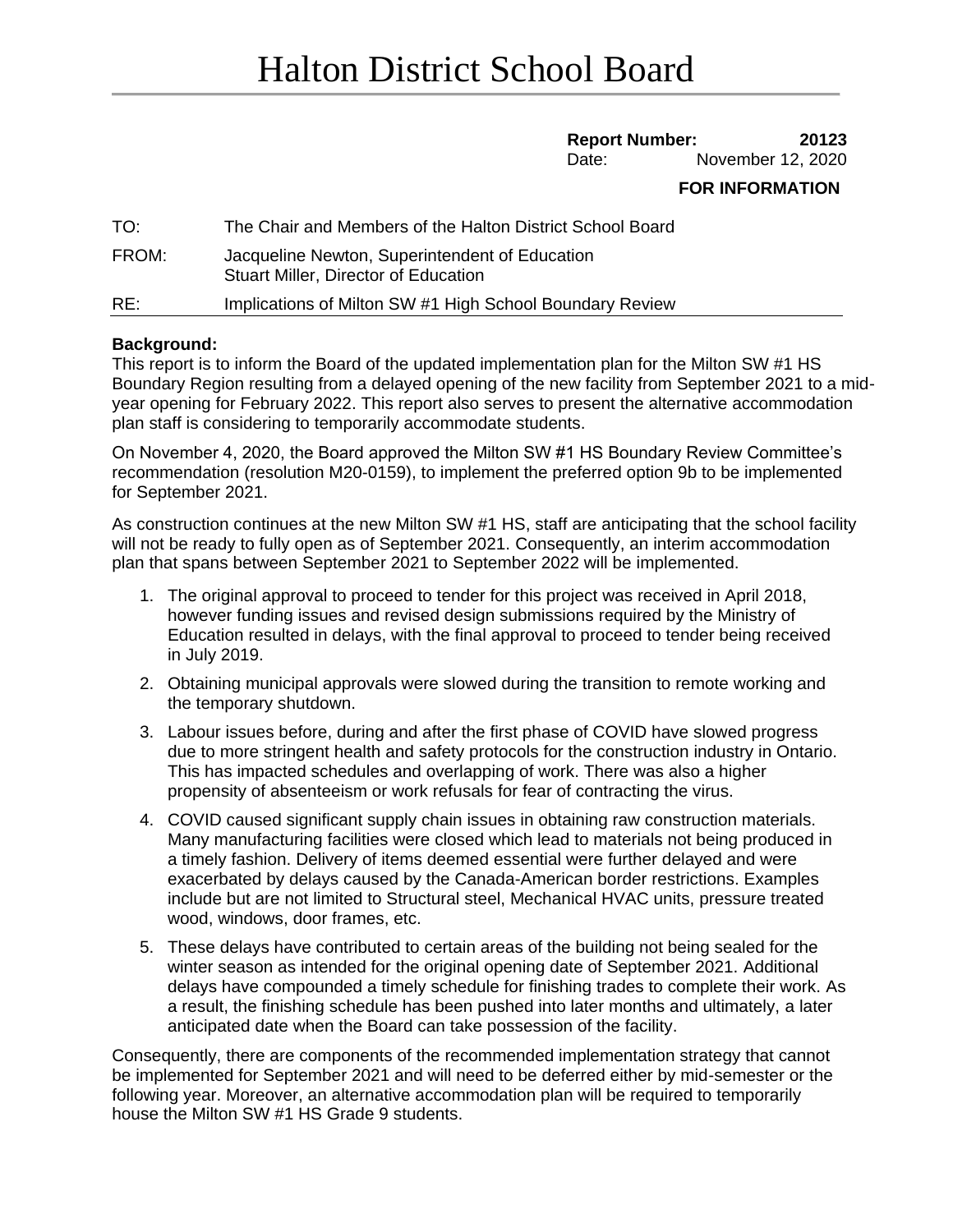# Halton District School Board

**Report Number: 20123**
Date: November 12, 2020

**FOR INFORMATION**

TO: The Chair and Members of the Halton District School Board

FROM: Jacqueline Newton, Superintendent of Education
Stuart Miller, Director of Education

RE: Implications of Milton SW #1 High School Boundary Review

**Background:**
This report is to inform the Board of the updated implementation plan for the Milton SW #1 HS Boundary Region resulting from a delayed opening of the new facility from September 2021 to a mid-year opening for February 2022. This report also serves to present the alternative accommodation plan staff is considering to temporarily accommodate students.

On November 4, 2020, the Board approved the Milton SW #1 HS Boundary Review Committee's recommendation (resolution M20-0159), to implement the preferred option 9b to be implemented for September 2021.

As construction continues at the new Milton SW #1 HS, staff are anticipating that the school facility will not be ready to fully open as of September 2021. Consequently, an interim accommodation plan that spans between September 2021 to September 2022 will be implemented.

1. The original approval to proceed to tender for this project was received in April 2018, however funding issues and revised design submissions required by the Ministry of Education resulted in delays, with the final approval to proceed to tender being received in July 2019.
2. Obtaining municipal approvals were slowed during the transition to remote working and the temporary shutdown.
3. Labour issues before, during and after the first phase of COVID have slowed progress due to more stringent health and safety protocols for the construction industry in Ontario. This has impacted schedules and overlapping of work. There was also a higher propensity of absenteeism or work refusals for fear of contracting the virus.
4. COVID caused significant supply chain issues in obtaining raw construction materials. Many manufacturing facilities were closed which lead to materials not being produced in a timely fashion. Delivery of items deemed essential were further delayed and were exacerbated by delays caused by the Canada-American border restrictions. Examples include but are not limited to Structural steel, Mechanical HVAC units, pressure treated wood, windows, door frames, etc.
5. These delays have contributed to certain areas of the building not being sealed for the winter season as intended for the original opening date of September 2021. Additional delays have compounded a timely schedule for finishing trades to complete their work. As a result, the finishing schedule has been pushed into later months and ultimately, a later anticipated date when the Board can take possession of the facility.

Consequently, there are components of the recommended implementation strategy that cannot be implemented for September 2021 and will need to be deferred either by mid-semester or the following year. Moreover, an alternative accommodation plan will be required to temporarily house the Milton SW #1 HS Grade 9 students.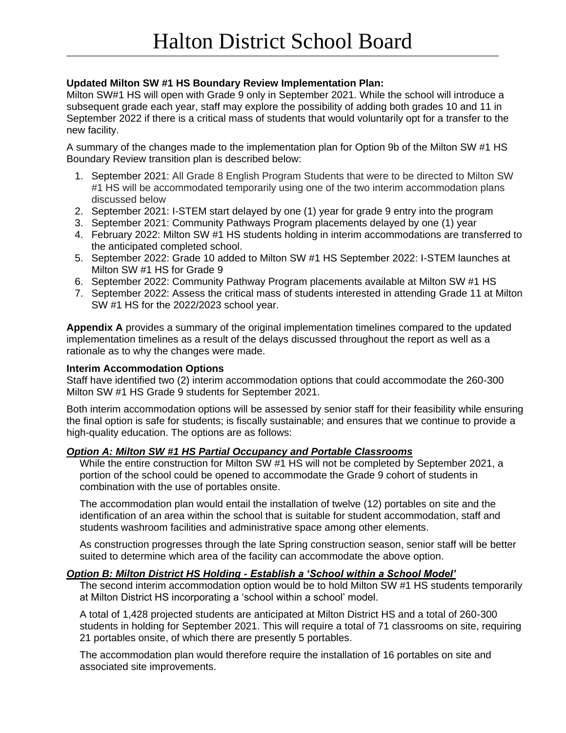# Halton District School Board

**Updated Milton SW #1 HS Boundary Review Implementation Plan:**
Milton SW#1 HS will open with Grade 9 only in September 2021. While the school will introduce a subsequent grade each year, staff may explore the possibility of adding both grades 10 and 11 in September 2022 if there is a critical mass of students that would voluntarily opt for a transfer to the new facility.

A summary of the changes made to the implementation plan for Option 9b of the Milton SW #1 HS Boundary Review transition plan is described below:

1. September 2021: All Grade 8 English Program Students that were to be directed to Milton SW #1 HS will be accommodated temporarily using one of the two interim accommodation plans discussed below
2. September 2021: I-STEM start delayed by one (1) year for grade 9 entry into the program
3. September 2021: Community Pathways Program placements delayed by one (1) year
4. February 2022: Milton SW #1 HS students holding in interim accommodations are transferred to the anticipated completed school.
5. September 2022: Grade 10 added to Milton SW #1 HS September 2022: I-STEM launches at Milton SW #1 HS for Grade 9
6. September 2022: Community Pathway Program placements available at Milton SW #1 HS
7. September 2022: Assess the critical mass of students interested in attending Grade 11 at Milton SW #1 HS for the 2022/2023 school year.

**Appendix A** provides a summary of the original implementation timelines compared to the updated implementation timelines as a result of the delays discussed throughout the report as well as a rationale as to why the changes were made.

**Interim Accommodation Options**
Staff have identified two (2) interim accommodation options that could accommodate the 260-300 Milton SW #1 HS Grade 9 students for September 2021.

Both interim accommodation options will be assessed by senior staff for their feasibility while ensuring the final option is safe for students; is fiscally sustainable; and ensures that we continue to provide a high-quality education. The options are as follows:

***Option A: Milton SW #1 HS Partial Occupancy and Portable Classrooms***

While the entire construction for Milton SW #1 HS will not be completed by September 2021, a portion of the school could be opened to accommodate the Grade 9 cohort of students in combination with the use of portables onsite.

The accommodation plan would entail the installation of twelve (12) portables on site and the identification of an area within the school that is suitable for student accommodation, staff and students washroom facilities and administrative space among other elements.

As construction progresses through the late Spring construction season, senior staff will be better suited to determine which area of the facility can accommodate the above option.

***Option B: Milton District HS Holding - Establish a 'School within a School Model'***

The second interim accommodation option would be to hold Milton SW #1 HS students temporarily at Milton District HS incorporating a 'school within a school' model.

A total of 1,428 projected students are anticipated at Milton District HS and a total of 260-300 students in holding for September 2021. This will require a total of 71 classrooms on site, requiring 21 portables onsite, of which there are presently 5 portables.

The accommodation plan would therefore require the installation of 16 portables on site and associated site improvements.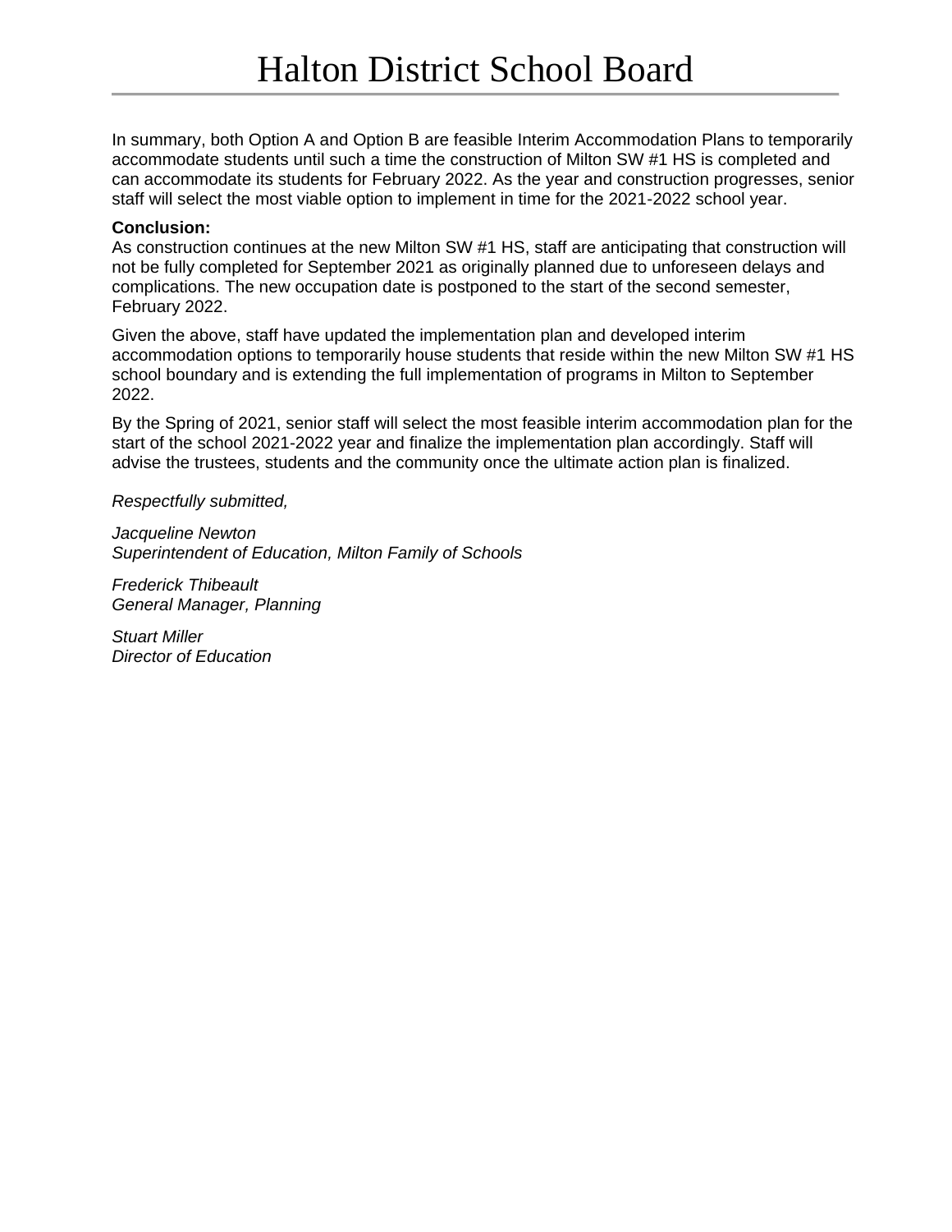In summary, both Option A and Option B are feasible Interim Accommodation Plans to temporarily accommodate students until such a time the construction of Milton SW #1 HS is completed and can accommodate its students for February 2022. As the year and construction progresses, senior staff will select the most viable option to implement in time for the 2021-2022 school year.

**Conclusion:**
As construction continues at the new Milton SW #1 HS, staff are anticipating that construction will not be fully completed for September 2021 as originally planned due to unforeseen delays and complications. The new occupation date is postponed to the start of the second semester, February 2022.

Given the above, staff have updated the implementation plan and developed interim accommodation options to temporarily house students that reside within the new Milton SW #1 HS school boundary and is extending the full implementation of programs in Milton to September 2022.

By the Spring of 2021, senior staff will select the most feasible interim accommodation plan for the start of the school 2021-2022 year and finalize the implementation plan accordingly. Staff will advise the trustees, students and the community once the ultimate action plan is finalized.

*Respectfully submitted,*

*Jacqueline Newton*
*Superintendent of Education, Milton Family of Schools*

*Frederick Thibeault*
*General Manager, Planning*

*Stuart Miller*
*Director of Education*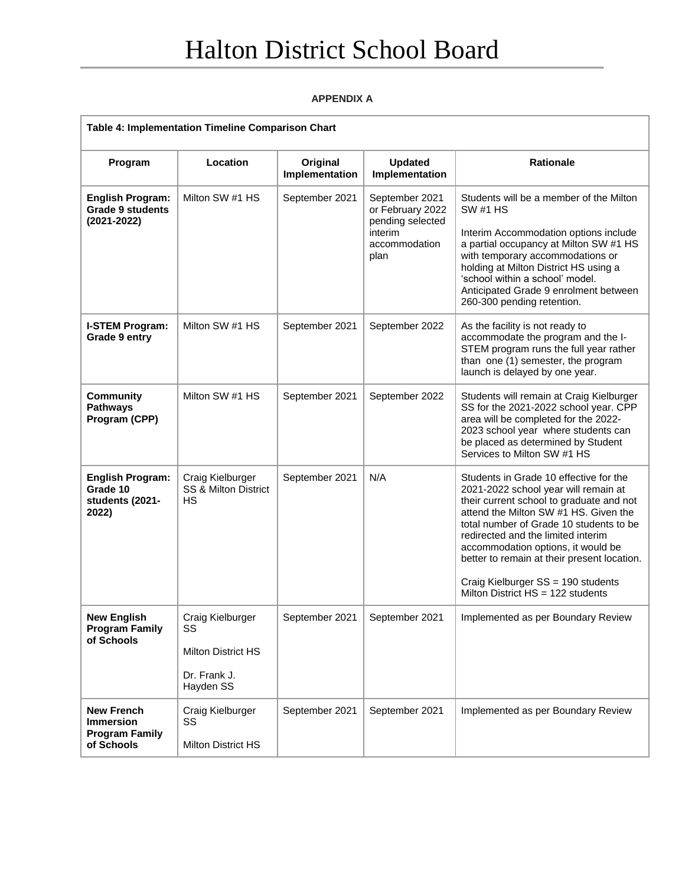# Halton District School Board

**APPENDIX A**

**Table 4: Implementation Timeline Comparison Chart**

| Program | Location | Original Implementation | Updated Implementation | Rationale |
|---|---|---|---|---|
| **English Program: Grade 9 students (2021-2022)** | Milton SW #1 HS | September 2021 | September 2021 or February 2022 pending selected interim accommodation plan | Students will be a member of the Milton SW #1 HS<br><br>Interim Accommodation options include a partial occupancy at Milton SW #1 HS with temporary accommodations or holding at Milton District HS using a 'school within a school' model. Anticipated Grade 9 enrolment between 260-300 pending retention. |
| **I-STEM Program: Grade 9 entry** | Milton SW #1 HS | September 2021 | September 2022 | As the facility is not ready to accommodate the program and the I-STEM program runs the full year rather than one (1) semester, the program launch is delayed by one year. |
| **Community Pathways Program (CPP)** | Milton SW #1 HS | September 2021 | September 2022 | Students will remain at Craig Kielburger SS for the 2021-2022 school year. CPP area will be completed for the 2022-2023 school year where students can be placed as determined by Student Services to Milton SW #1 HS |
| **English Program: Grade 10 students (2021-2022)** | Craig Kielburger SS & Milton District HS | September 2021 | N/A | Students in Grade 10 effective for the 2021-2022 school year will remain at their current school to graduate and not attend the Milton SW #1 HS. Given the total number of Grade 10 students to be redirected and the limited interim accommodation options, it would be better to remain at their present location.<br><br>Craig Kielburger SS = 190 students<br>Milton District HS = 122 students |
| **New English Program Family of Schools** | Craig Kielburger SS<br><br>Milton District HS<br><br>Dr. Frank J. Hayden SS | September 2021 | September 2021 | Implemented as per Boundary Review |
| **New French Immersion Program Family of Schools** | Craig Kielburger SS<br><br>Milton District HS | September 2021 | September 2021 | Implemented as per Boundary Review |